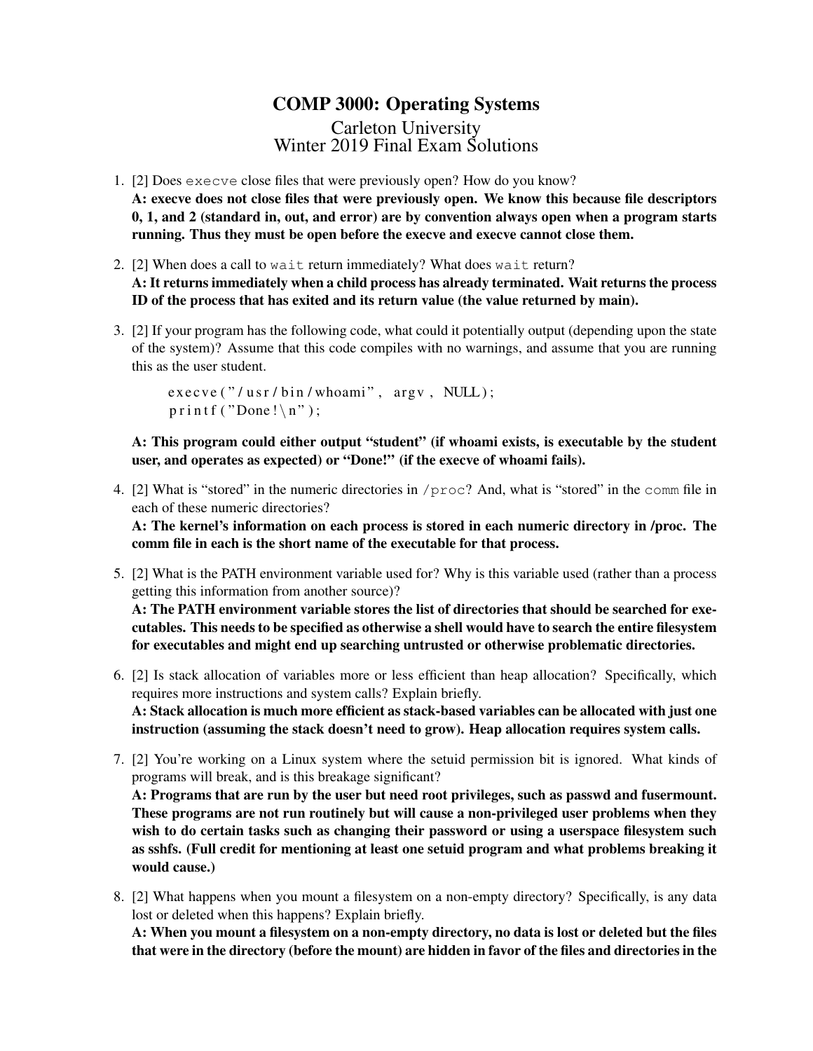# COMP 3000: Operating Systems

## Carleton University
## Winter 2019 Final Exam Solutions

1. [2] Does `execve` close files that were previously open? How do you know?
   **A: execve does not close files that were previously open. We know this because file descriptors 0, 1, and 2 (standard in, out, and error) are by convention always open when a program starts running. Thus they must be open before the execve and execve cannot close them.**

2. [2] When does a call to `wait` return immediately? What does `wait` return?
   **A: It returns immediately when a child process has already terminated. Wait returns the process ID of the process that has exited and its return value (the value returned by main).**

3. [2] If your program has the following code, what could it potentially output (depending upon the state of the system)? Assume that this code compiles with no warnings, and assume that you are running this as the user student.

   ```
   execve("/usr/bin/whoami", argv, NULL);
   printf("Done!\n");
   ```

   **A: This program could either output "student" (if whoami exists, is executable by the student user, and operates as expected) or "Done!" (if the execve of whoami fails).**

4. [2] What is "stored" in the numeric directories in `/proc`? And, what is "stored" in the `comm` file in each of these numeric directories?
   **A: The kernel's information on each process is stored in each numeric directory in /proc. The comm file in each is the short name of the executable for that process.**

5. [2] What is the PATH environment variable used for? Why is this variable used (rather than a process getting this information from another source)?
   **A: The PATH environment variable stores the list of directories that should be searched for executables. This needs to be specified as otherwise a shell would have to search the entire filesystem for executables and might end up searching untrusted or otherwise problematic directories.**

6. [2] Is stack allocation of variables more or less efficient than heap allocation? Specifically, which requires more instructions and system calls? Explain briefly.
   **A: Stack allocation is much more efficient as stack-based variables can be allocated with just one instruction (assuming the stack doesn't need to grow). Heap allocation requires system calls.**

7. [2] You're working on a Linux system where the setuid permission bit is ignored. What kinds of programs will break, and is this breakage significant?
   **A: Programs that are run by the user but need root privileges, such as passwd and fusermount. These programs are not run routinely but will cause a non-privileged user problems when they wish to do certain tasks such as changing their password or using a userspace filesystem such as sshfs. (Full credit for mentioning at least one setuid program and what problems breaking it would cause.)**

8. [2] What happens when you mount a filesystem on a non-empty directory? Specifically, is any data lost or deleted when this happens? Explain briefly.
   **A: When you mount a filesystem on a non-empty directory, no data is lost or deleted but the files that were in the directory (before the mount) are hidden in favor of the files and directories in the**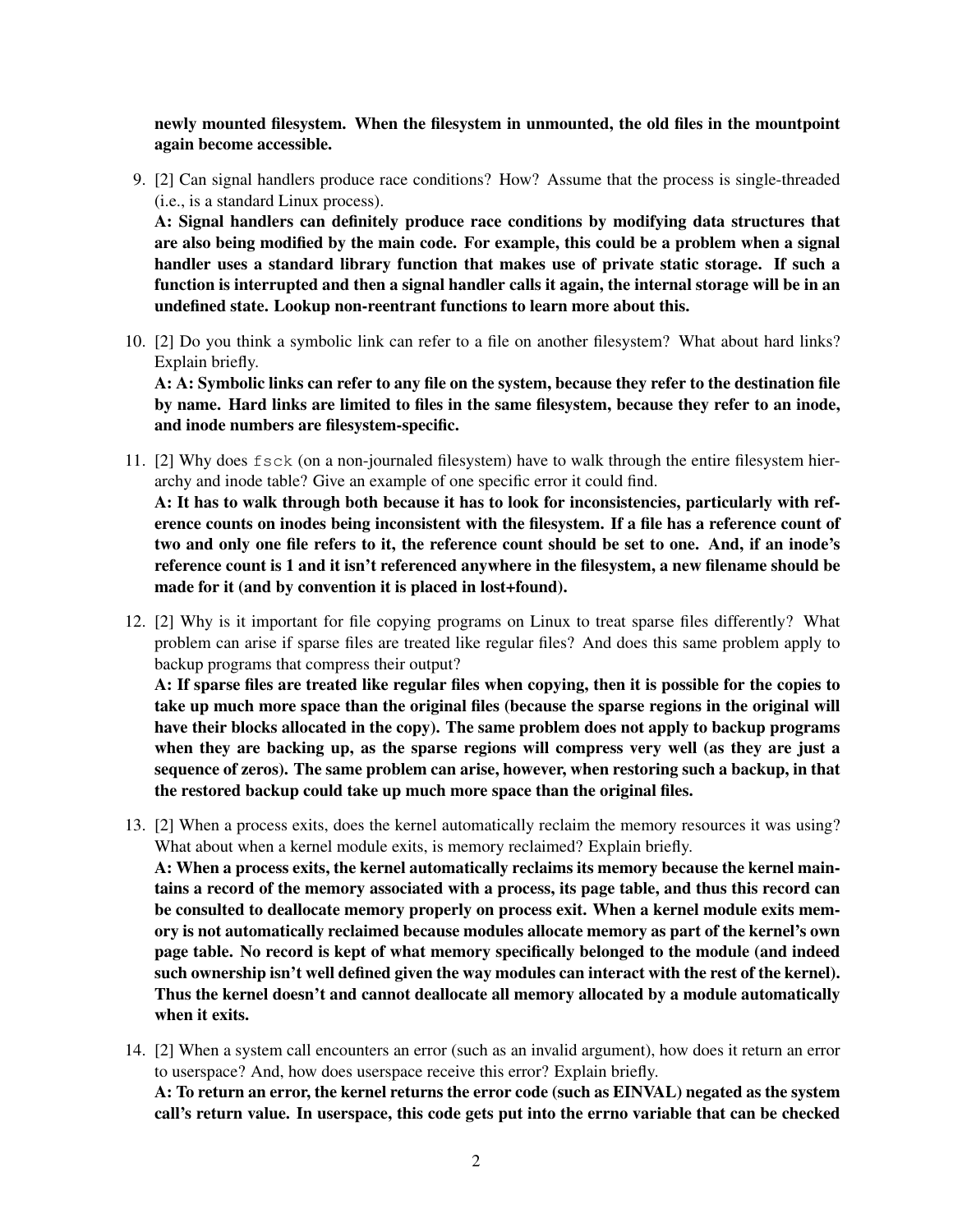**newly mounted filesystem. When the filesystem in unmounted, the old files in the mountpoint again become accessible.**

9. [2] Can signal handlers produce race conditions? How? Assume that the process is single-threaded (i.e., is a standard Linux process).
**A: Signal handlers can definitely produce race conditions by modifying data structures that are also being modified by the main code. For example, this could be a problem when a signal handler uses a standard library function that makes use of private static storage. If such a function is interrupted and then a signal handler calls it again, the internal storage will be in an undefined state. Lookup non-reentrant functions to learn more about this.**

10. [2] Do you think a symbolic link can refer to a file on another filesystem? What about hard links? Explain briefly.
**A: A: Symbolic links can refer to any file on the system, because they refer to the destination file by name. Hard links are limited to files in the same filesystem, because they refer to an inode, and inode numbers are filesystem-specific.**

11. [2] Why does `fsck` (on a non-journaled filesystem) have to walk through the entire filesystem hierarchy and inode table? Give an example of one specific error it could find.
**A: It has to walk through both because it has to look for inconsistencies, particularly with reference counts on inodes being inconsistent with the filesystem. If a file has a reference count of two and only one file refers to it, the reference count should be set to one. And, if an inode's reference count is 1 and it isn't referenced anywhere in the filesystem, a new filename should be made for it (and by convention it is placed in lost+found).**

12. [2] Why is it important for file copying programs on Linux to treat sparse files differently? What problem can arise if sparse files are treated like regular files? And does this same problem apply to backup programs that compress their output?
**A: If sparse files are treated like regular files when copying, then it is possible for the copies to take up much more space than the original files (because the sparse regions in the original will have their blocks allocated in the copy). The same problem does not apply to backup programs when they are backing up, as the sparse regions will compress very well (as they are just a sequence of zeros). The same problem can arise, however, when restoring such a backup, in that the restored backup could take up much more space than the original files.**

13. [2] When a process exits, does the kernel automatically reclaim the memory resources it was using? What about when a kernel module exits, is memory reclaimed? Explain briefly.
**A: When a process exits, the kernel automatically reclaims its memory because the kernel maintains a record of the memory associated with a process, its page table, and thus this record can be consulted to deallocate memory properly on process exit. When a kernel module exits memory is not automatically reclaimed because modules allocate memory as part of the kernel's own page table. No record is kept of what memory specifically belonged to the module (and indeed such ownership isn't well defined given the way modules can interact with the rest of the kernel). Thus the kernel doesn't and cannot deallocate all memory allocated by a module automatically when it exits.**

14. [2] When a system call encounters an error (such as an invalid argument), how does it return an error to userspace? And, how does userspace receive this error? Explain briefly.
**A: To return an error, the kernel returns the error code (such as EINVAL) negated as the system call's return value. In userspace, this code gets put into the errno variable that can be checked**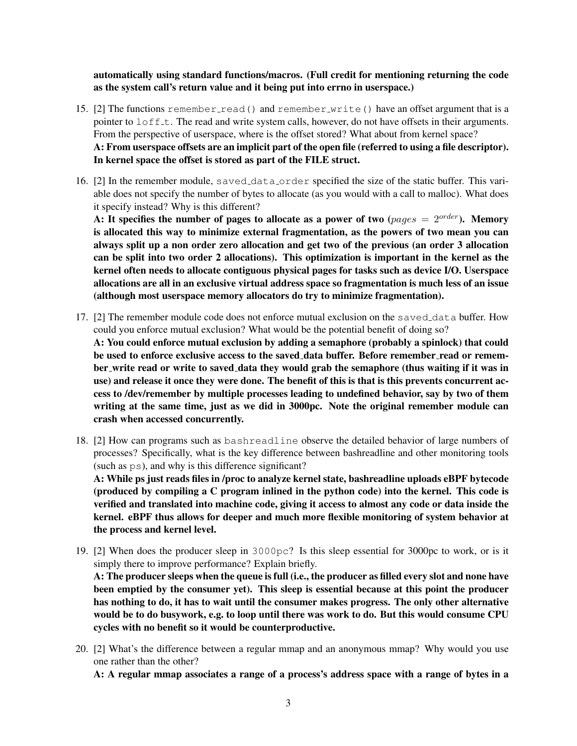**automatically using standard functions/macros. (Full credit for mentioning returning the code as the system call's return value and it being put into errno in userspace.)**

15. [2] The functions `remember_read()` and `remember_write()` have an offset argument that is a pointer to `loff_t`. The read and write system calls, however, do not have offsets in their arguments. From the perspective of userspace, where is the offset stored? What about from kernel space?
**A: From userspace offsets are an implicit part of the open file (referred to using a file descriptor). In kernel space the offset is stored as part of the FILE struct.**

16. [2] In the remember module, `saved_data_order` specified the size of the static buffer. This variable does not specify the number of bytes to allocate (as you would with a call to malloc). What does it specify instead? Why is this different?
**A: It specifies the number of pages to allocate as a power of two ($pages = 2^{order}$). Memory is allocated this way to minimize external fragmentation, as the powers of two mean you can always split up a non order zero allocation and get two of the previous (an order 3 allocation can be split into two order 2 allocations). This optimization is important in the kernel as the kernel often needs to allocate contiguous physical pages for tasks such as device I/O. Userspace allocations are all in an exclusive virtual address space so fragmentation is much less of an issue (although most userspace memory allocators do try to minimize fragmentation).**

17. [2] The remember module code does not enforce mutual exclusion on the `saved_data` buffer. How could you enforce mutual exclusion? What would be the potential benefit of doing so?
**A: You could enforce mutual exclusion by adding a semaphore (probably a spinlock) that could be used to enforce exclusive access to the saved_data buffer. Before remember_read or remember_write read or write to saved_data they would grab the semaphore (thus waiting if it was in use) and release it once they were done. The benefit of this is that is this prevents concurrent access to /dev/remember by multiple processes leading to undefined behavior, say by two of them writing at the same time, just as we did in 3000pc. Note the original remember module can crash when accessed concurrently.**

18. [2] How can programs such as `bashreadline` observe the detailed behavior of large numbers of processes? Specifically, what is the key difference between bashreadline and other monitoring tools (such as `ps`), and why is this difference significant?
**A: While ps just reads files in /proc to analyze kernel state, bashreadline uploads eBPF bytecode (produced by compiling a C program inlined in the python code) into the kernel. This code is verified and translated into machine code, giving it access to almost any code or data inside the kernel. eBPF thus allows for deeper and much more flexible monitoring of system behavior at the process and kernel level.**

19. [2] When does the producer sleep in `3000pc`? Is this sleep essential for 3000pc to work, or is it simply there to improve performance? Explain briefly.
**A: The producer sleeps when the queue is full (i.e., the producer as filled every slot and none have been emptied by the consumer yet). This sleep is essential because at this point the producer has nothing to do, it has to wait until the consumer makes progress. The only other alternative would be to do busywork, e.g. to loop until there was work to do. But this would consume CPU cycles with no benefit so it would be counterproductive.**

20. [2] What's the difference between a regular mmap and an anonymous mmap? Why would you use one rather than the other?
**A: A regular mmap associates a range of a process's address space with a range of bytes in a**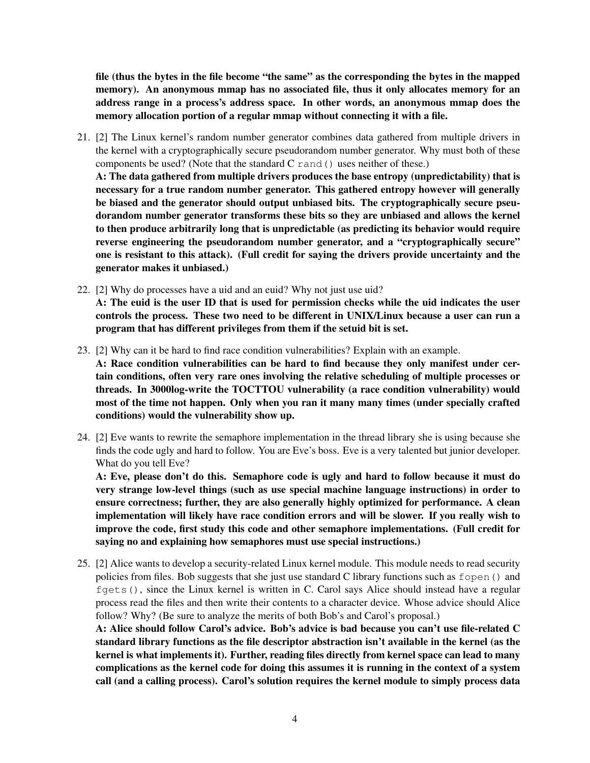**file (thus the bytes in the file become "the same" as the corresponding the bytes in the mapped memory). An anonymous mmap has no associated file, thus it only allocates memory for an address range in a process's address space. In other words, an anonymous mmap does the memory allocation portion of a regular mmap without connecting it with a file.**

21. [2] The Linux kernel's random number generator combines data gathered from multiple drivers in the kernel with a cryptographically secure pseudorandom number generator. Why must both of these components be used? (Note that the standard C `rand()` uses neither of these.)
**A: The data gathered from multiple drivers produces the base entropy (unpredictability) that is necessary for a true random number generator. This gathered entropy however will generally be biased and the generator should output unbiased bits. The cryptographically secure pseudorandom number generator transforms these bits so they are unbiased and allows the kernel to then produce arbitrarily long that is unpredictable (as predicting its behavior would require reverse engineering the pseudorandom number generator, and a "cryptographically secure" one is resistant to this attack). (Full credit for saying the drivers provide uncertainty and the generator makes it unbiased.)**

22. [2] Why do processes have a uid and an euid? Why not just use uid?
**A: The euid is the user ID that is used for permission checks while the uid indicates the user controls the process. These two need to be different in UNIX/Linux because a user can run a program that has different privileges from them if the setuid bit is set.**

23. [2] Why can it be hard to find race condition vulnerabilities? Explain with an example.
**A: Race condition vulnerabilities can be hard to find because they only manifest under certain conditions, often very rare ones involving the relative scheduling of multiple processes or threads. In 3000log-write the TOCTTOU vulnerability (a race condition vulnerability) would most of the time not happen. Only when you ran it many many times (under specially crafted conditions) would the vulnerability show up.**

24. [2] Eve wants to rewrite the semaphore implementation in the thread library she is using because she finds the code ugly and hard to follow. You are Eve's boss. Eve is a very talented but junior developer. What do you tell Eve?
**A: Eve, please don't do this. Semaphore code is ugly and hard to follow because it must do very strange low-level things (such as use special machine language instructions) in order to ensure correctness; further, they are also generally highly optimized for performance. A clean implementation will likely have race condition errors and will be slower. If you really wish to improve the code, first study this code and other semaphore implementations. (Full credit for saying no and explaining how semaphores must use special instructions.)**

25. [2] Alice wants to develop a security-related Linux kernel module. This module needs to read security policies from files. Bob suggests that she just use standard C library functions such as `fopen()` and `fgets()`, since the Linux kernel is written in C. Carol says Alice should instead have a regular process read the files and then write their contents to a character device. Whose advice should Alice follow? Why? (Be sure to analyze the merits of both Bob's and Carol's proposal.)
**A: Alice should follow Carol's advice. Bob's advice is bad because you can't use file-related C standard library functions as the file descriptor abstraction isn't available in the kernel (as the kernel is what implements it). Further, reading files directly from kernel space can lead to many complications as the kernel code for doing this assumes it is running in the context of a system call (and a calling process). Carol's solution requires the kernel module to simply process data**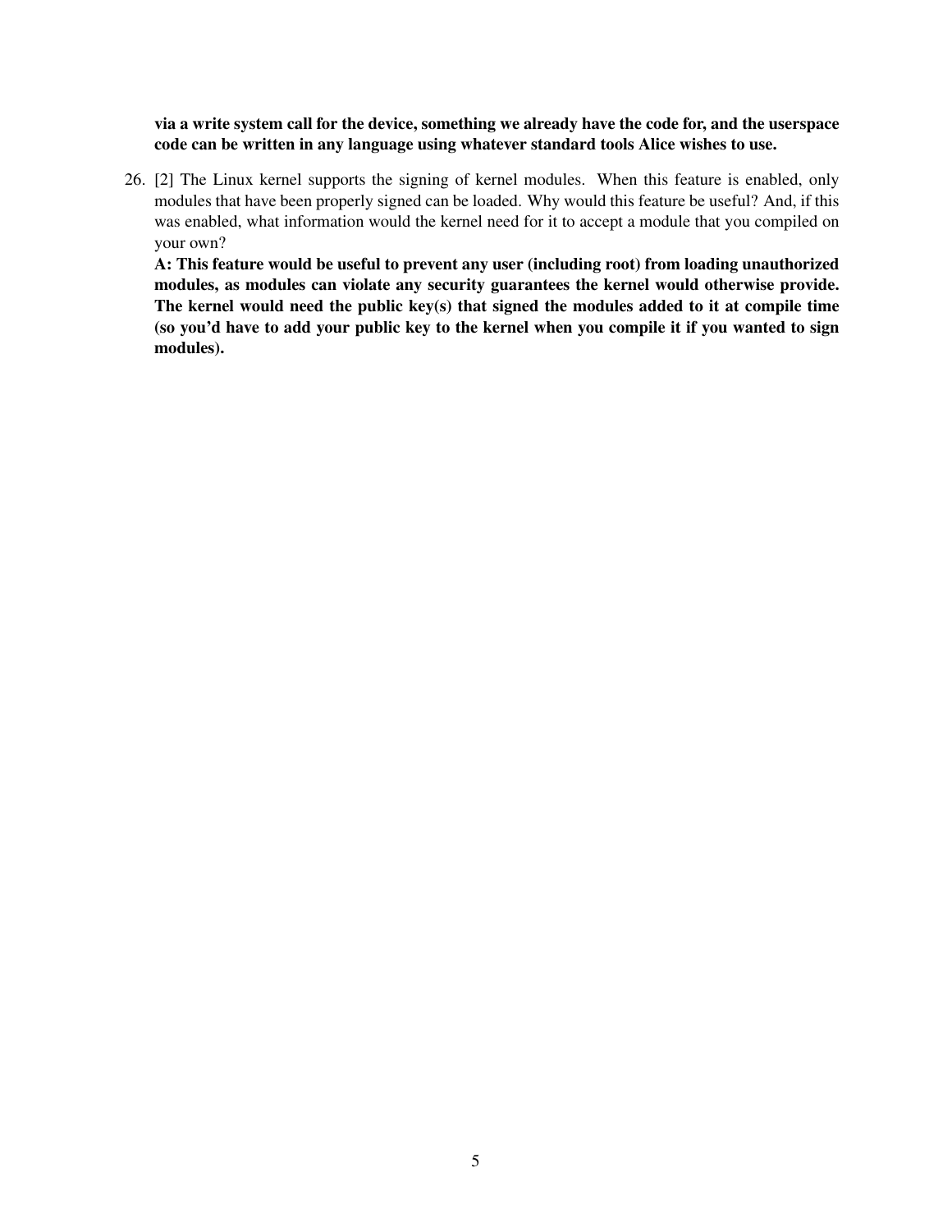**via a write system call for the device, something we already have the code for, and the userspace code can be written in any language using whatever standard tools Alice wishes to use.**

26. [2] The Linux kernel supports the signing of kernel modules. When this feature is enabled, only modules that have been properly signed can be loaded. Why would this feature be useful? And, if this was enabled, what information would the kernel need for it to accept a module that you compiled on your own?
**A: This feature would be useful to prevent any user (including root) from loading unauthorized modules, as modules can violate any security guarantees the kernel would otherwise provide. The kernel would need the public key(s) that signed the modules added to it at compile time (so you'd have to add your public key to the kernel when you compile it if you wanted to sign modules).**